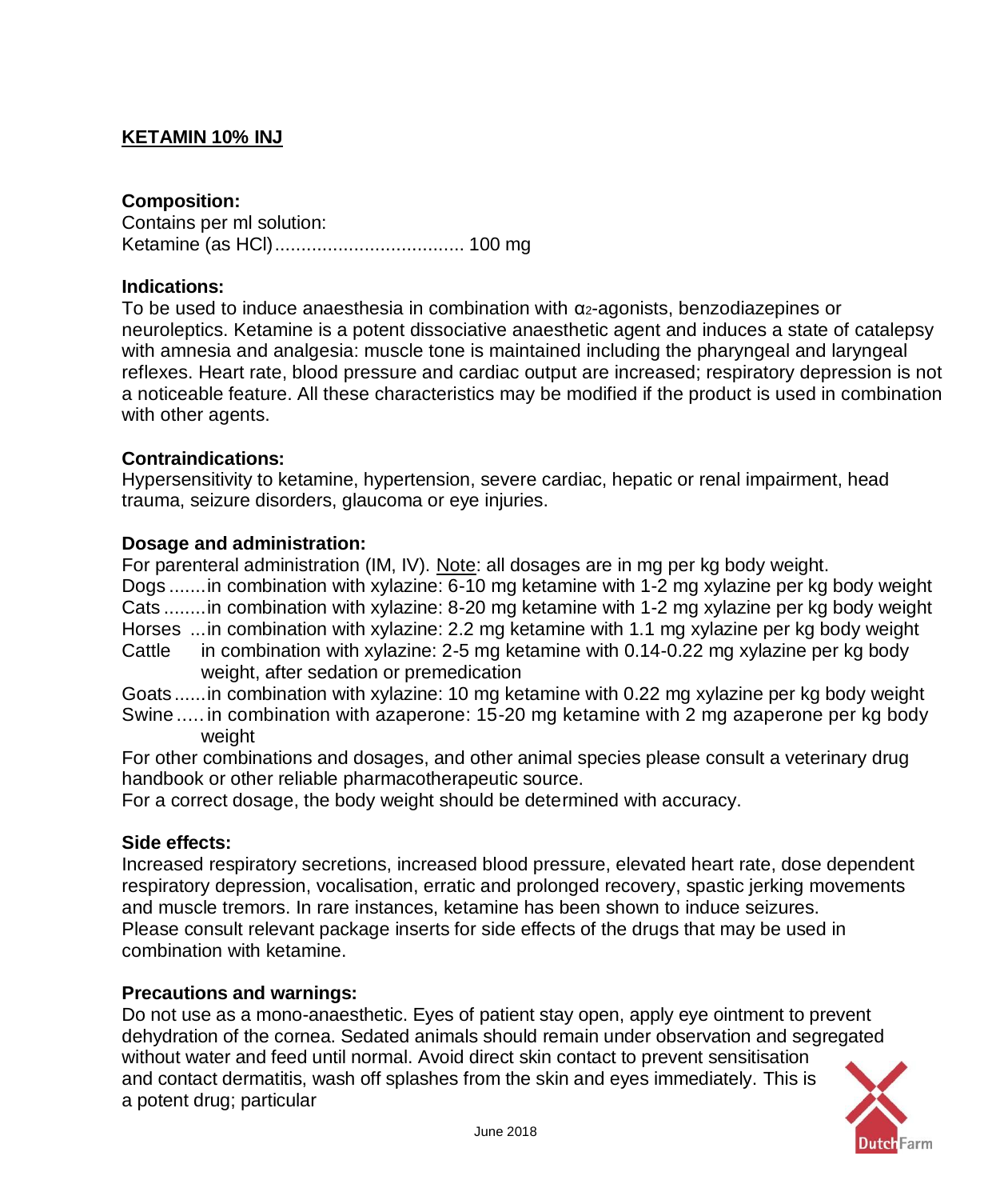# KETAMIN 10% INJ

**Composition:**

Contains per ml solution:

Ketamine (as HCl)................................... 100 mg

**Indications:**

To be used to induce anaesthesia in combination with $\alpha_2$-agonists, benzodiazepines or neuroleptics. Ketamine is a potent dissociative anaesthetic agent and induces a state of catalepsy with amnesia and analgesia: muscle tone is maintained including the pharyngeal and laryngeal reflexes. Heart rate, blood pressure and cardiac output are increased; respiratory depression is not a noticeable feature. All these characteristics may be modified if the product is used in combination with other agents.

**Contraindications:**

Hypersensitivity to ketamine, hypertension, severe cardiac, hepatic or renal impairment, head trauma, seizure disorders, glaucoma or eye injuries.

**Dosage and administration:**

For parenteral administration (IM, IV). Note: all dosages are in mg per kg body weight.

Dogs .......in combination with xylazine: 6-10 mg ketamine with 1-2 mg xylazine per kg body weight
Cats ........in combination with xylazine: 8-20 mg ketamine with 1-2 mg xylazine per kg body weight
Horses ...in combination with xylazine: 2.2 mg ketamine with 1.1 mg xylazine per kg body weight
Cattle in combination with xylazine: 2-5 mg ketamine with 0.14-0.22 mg xylazine per kg body weight, after sedation or premedication
Goats......in combination with xylazine: 10 mg ketamine with 0.22 mg xylazine per kg body weight
Swine.....in combination with azaperone: 15-20 mg ketamine with 2 mg azaperone per kg body weight

For other combinations and dosages, and other animal species please consult a veterinary drug handbook or other reliable pharmacotherapeutic source.

For a correct dosage, the body weight should be determined with accuracy.

**Side effects:**

Increased respiratory secretions, increased blood pressure, elevated heart rate, dose dependent respiratory depression, vocalisation, erratic and prolonged recovery, spastic jerking movements and muscle tremors. In rare instances, ketamine has been shown to induce seizures.

Please consult relevant package inserts for side effects of the drugs that may be used in combination with ketamine.

**Precautions and warnings:**

Do not use as a mono-anaesthetic. Eyes of patient stay open, apply eye ointment to prevent dehydration of the cornea. Sedated animals should remain under observation and segregated without water and feed until normal. Avoid direct skin contact to prevent sensitisation and contact dermatitis, wash off splashes from the skin and eyes immediately. This is a potent drug; particular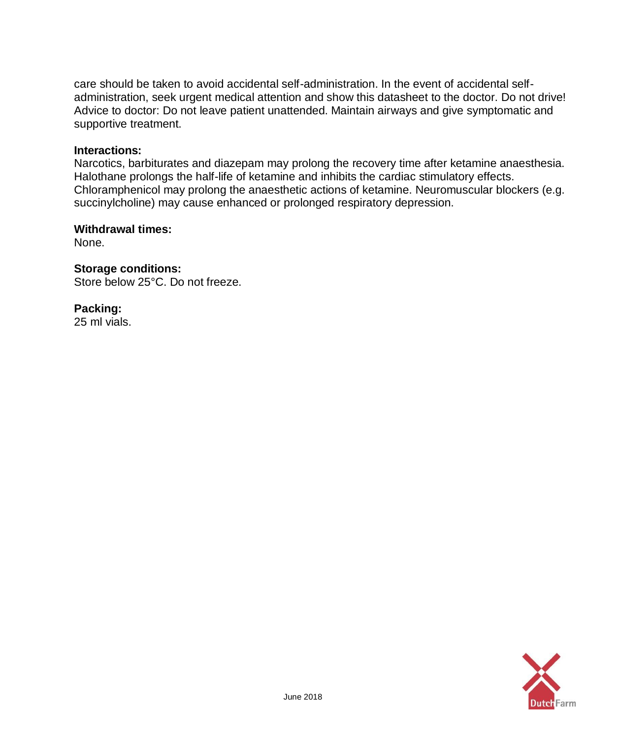care should be taken to avoid accidental self-administration. In the event of accidental self-administration, seek urgent medical attention and show this datasheet to the doctor. Do not drive! Advice to doctor: Do not leave patient unattended. Maintain airways and give symptomatic and supportive treatment.

**Interactions:**
Narcotics, barbiturates and diazepam may prolong the recovery time after ketamine anaesthesia. Halothane prolongs the half-life of ketamine and inhibits the cardiac stimulatory effects. Chloramphenicol may prolong the anaesthetic actions of ketamine. Neuromuscular blockers (e.g. succinylcholine) may cause enhanced or prolonged respiratory depression.

**Withdrawal times:**
None.

**Storage conditions:**
Store below 25°C. Do not freeze.

**Packing:**
25 ml vials.

June 2018